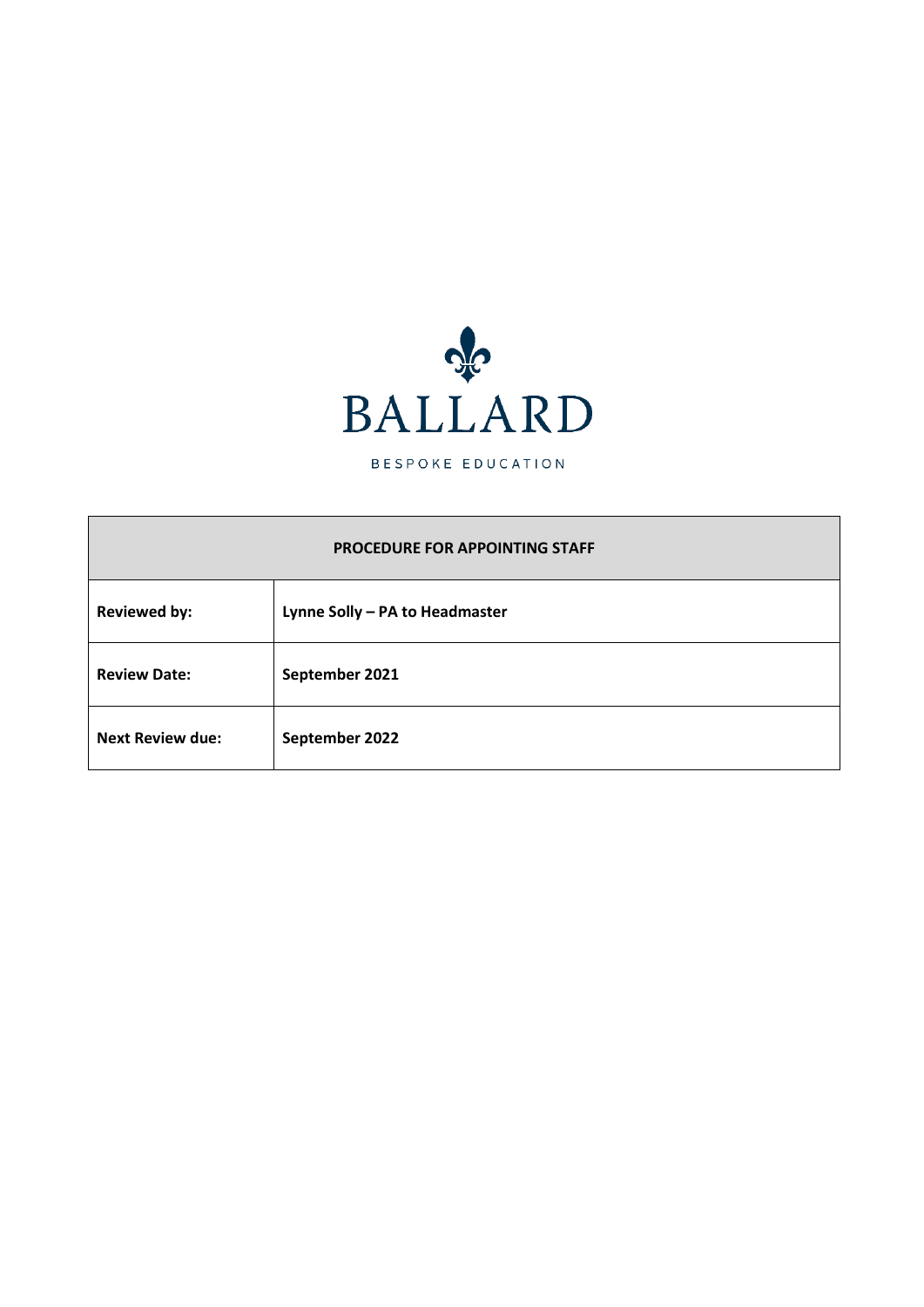BALLARD

BESPOKE EDUCATION

| PROCEDURE FOR APPOINTING STAFF | |
|---|---|
| **Reviewed by:** | **Lynne Solly – PA to Headmaster** |
| **Review Date:** | **September 2021** |
| **Next Review due:** | **September 2022** |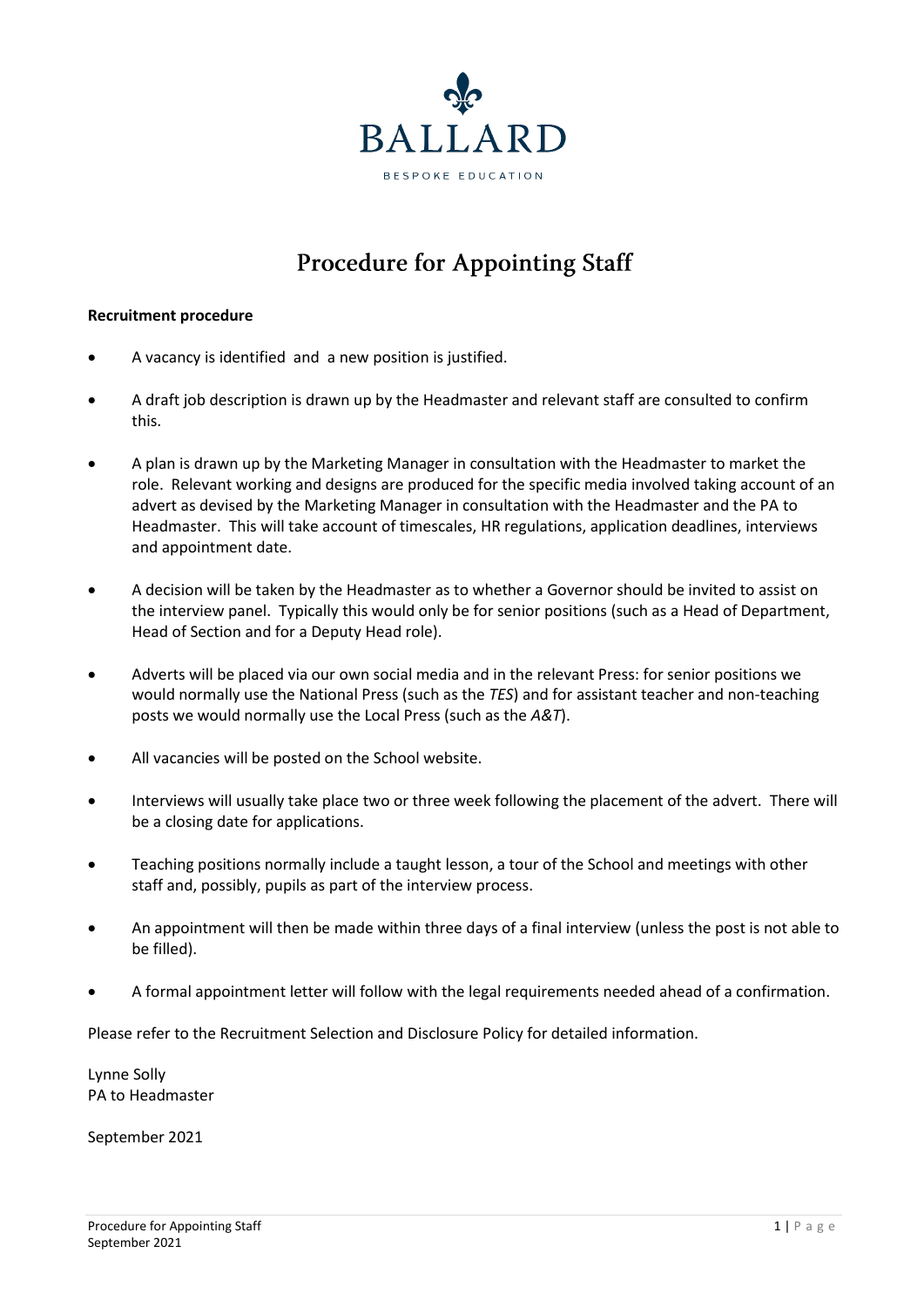BALLARD

BESPOKE EDUCATION

# Procedure for Appointing Staff

**Recruitment procedure**

- A vacancy is identified and a new position is justified.
- A draft job description is drawn up by the Headmaster and relevant staff are consulted to confirm this.
- A plan is drawn up by the Marketing Manager in consultation with the Headmaster to market the role. Relevant working and designs are produced for the specific media involved taking account of an advert as devised by the Marketing Manager in consultation with the Headmaster and the PA to Headmaster. This will take account of timescales, HR regulations, application deadlines, interviews and appointment date.
- A decision will be taken by the Headmaster as to whether a Governor should be invited to assist on the interview panel. Typically this would only be for senior positions (such as a Head of Department, Head of Section and for a Deputy Head role).
- Adverts will be placed via our own social media and in the relevant Press: for senior positions we would normally use the National Press (such as the *TES*) and for assistant teacher and non-teaching posts we would normally use the Local Press (such as the *A&T*).
- All vacancies will be posted on the School website.
- Interviews will usually take place two or three week following the placement of the advert. There will be a closing date for applications.
- Teaching positions normally include a taught lesson, a tour of the School and meetings with other staff and, possibly, pupils as part of the interview process.
- An appointment will then be made within three days of a final interview (unless the post is not able to be filled).
- A formal appointment letter will follow with the legal requirements needed ahead of a confirmation.

Please refer to the Recruitment Selection and Disclosure Policy for detailed information.

Lynne Solly
PA to Headmaster

September 2021